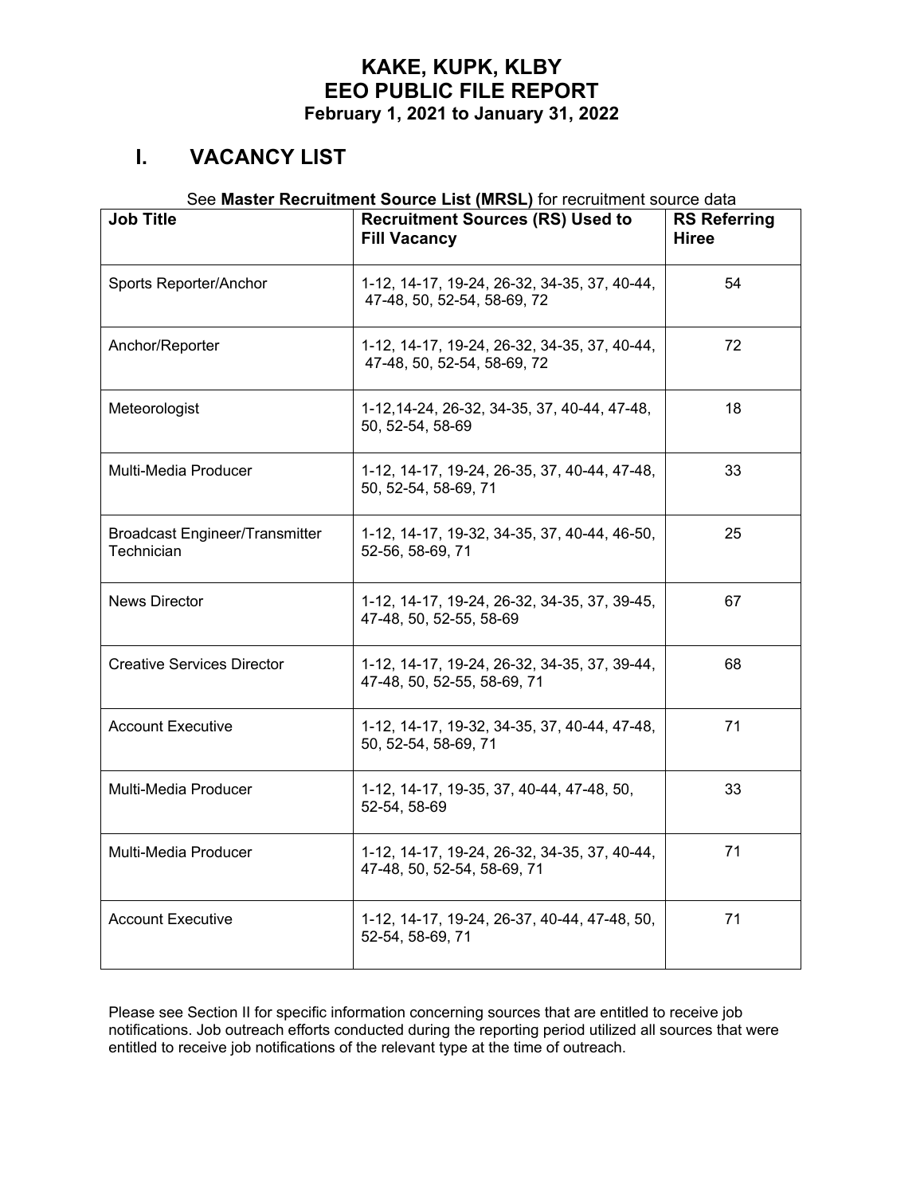# KAKE, KUPK, KLBY
# EEO PUBLIC FILE REPORT
### February 1, 2021 to January 31, 2022

## I. VACANCY LIST

See **Master Recruitment Source List (MRSL)** for recruitment source data

| Job Title | Recruitment Sources (RS) Used to Fill Vacancy | RS Referring Hiree |
|---|---|---|
| Sports Reporter/Anchor | 1-12, 14-17, 19-24, 26-32, 34-35, 37, 40-44, 47-48, 50, 52-54, 58-69, 72 | 54 |
| Anchor/Reporter | 1-12, 14-17, 19-24, 26-32, 34-35, 37, 40-44, 47-48, 50, 52-54, 58-69, 72 | 72 |
| Meteorologist | 1-12,14-24, 26-32, 34-35, 37, 40-44, 47-48, 50, 52-54, 58-69 | 18 |
| Multi-Media Producer | 1-12, 14-17, 19-24, 26-35, 37, 40-44, 47-48, 50, 52-54, 58-69, 71 | 33 |
| Broadcast Engineer/Transmitter Technician | 1-12, 14-17, 19-32, 34-35, 37, 40-44, 46-50, 52-56, 58-69, 71 | 25 |
| News Director | 1-12, 14-17, 19-24, 26-32, 34-35, 37, 39-45, 47-48, 50, 52-55, 58-69 | 67 |
| Creative Services Director | 1-12, 14-17, 19-24, 26-32, 34-35, 37, 39-44, 47-48, 50, 52-55, 58-69, 71 | 68 |
| Account Executive | 1-12, 14-17, 19-32, 34-35, 37, 40-44, 47-48, 50, 52-54, 58-69, 71 | 71 |
| Multi-Media Producer | 1-12, 14-17, 19-35, 37, 40-44, 47-48, 50, 52-54, 58-69 | 33 |
| Multi-Media Producer | 1-12, 14-17, 19-24, 26-32, 34-35, 37, 40-44, 47-48, 50, 52-54, 58-69, 71 | 71 |
| Account Executive | 1-12, 14-17, 19-24, 26-37, 40-44, 47-48, 50, 52-54, 58-69, 71 | 71 |

Please see Section II for specific information concerning sources that are entitled to receive job notifications. Job outreach efforts conducted during the reporting period utilized all sources that were entitled to receive job notifications of the relevant type at the time of outreach.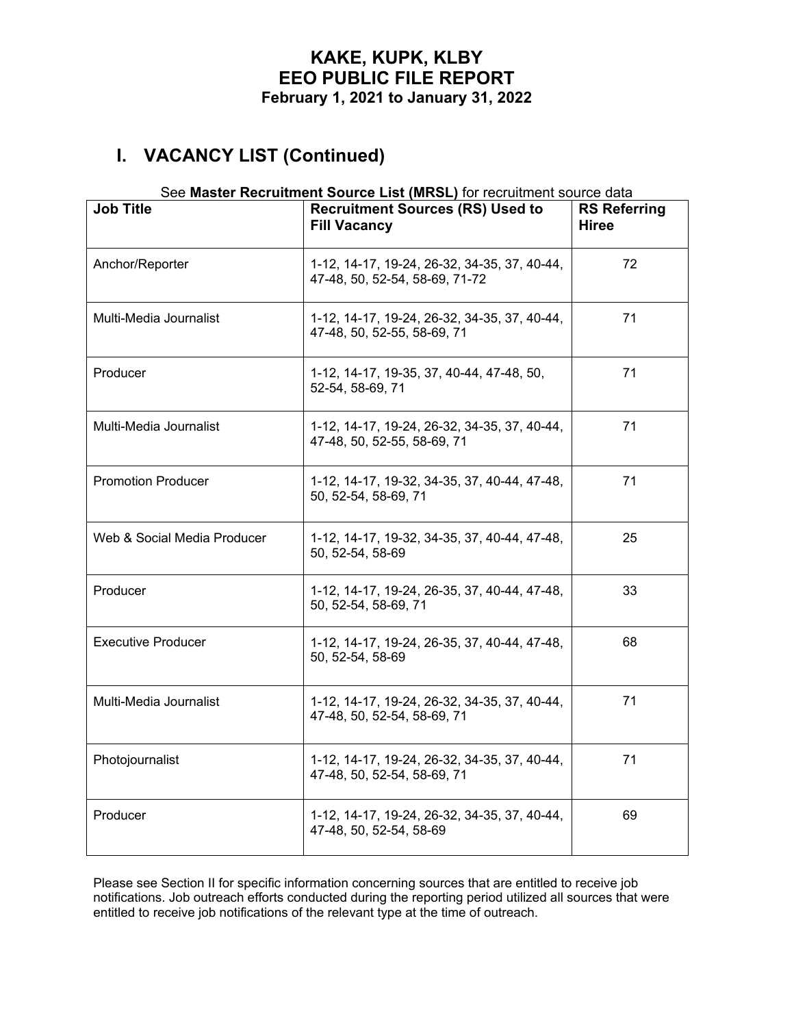# KAKE, KUPK, KLBY
# EEO PUBLIC FILE REPORT
### February 1, 2021 to January 31, 2022

## I. VACANCY LIST (Continued)

See **Master Recruitment Source List (MRSL)** for recruitment source data

| Job Title | Recruitment Sources (RS) Used to Fill Vacancy | RS Referring Hiree |
|---|---|---|
| Anchor/Reporter | 1-12, 14-17, 19-24, 26-32, 34-35, 37, 40-44, 47-48, 50, 52-54, 58-69, 71-72 | 72 |
| Multi-Media Journalist | 1-12, 14-17, 19-24, 26-32, 34-35, 37, 40-44, 47-48, 50, 52-55, 58-69, 71 | 71 |
| Producer | 1-12, 14-17, 19-35, 37, 40-44, 47-48, 50, 52-54, 58-69, 71 | 71 |
| Multi-Media Journalist | 1-12, 14-17, 19-24, 26-32, 34-35, 37, 40-44, 47-48, 50, 52-55, 58-69, 71 | 71 |
| Promotion Producer | 1-12, 14-17, 19-32, 34-35, 37, 40-44, 47-48, 50, 52-54, 58-69, 71 | 71 |
| Web & Social Media Producer | 1-12, 14-17, 19-32, 34-35, 37, 40-44, 47-48, 50, 52-54, 58-69 | 25 |
| Producer | 1-12, 14-17, 19-24, 26-35, 37, 40-44, 47-48, 50, 52-54, 58-69, 71 | 33 |
| Executive Producer | 1-12, 14-17, 19-24, 26-35, 37, 40-44, 47-48, 50, 52-54, 58-69 | 68 |
| Multi-Media Journalist | 1-12, 14-17, 19-24, 26-32, 34-35, 37, 40-44, 47-48, 50, 52-54, 58-69, 71 | 71 |
| Photojournalist | 1-12, 14-17, 19-24, 26-32, 34-35, 37, 40-44, 47-48, 50, 52-54, 58-69, 71 | 71 |
| Producer | 1-12, 14-17, 19-24, 26-32, 34-35, 37, 40-44, 47-48, 50, 52-54, 58-69 | 69 |

Please see Section II for specific information concerning sources that are entitled to receive job notifications. Job outreach efforts conducted during the reporting period utilized all sources that were entitled to receive job notifications of the relevant type at the time of outreach.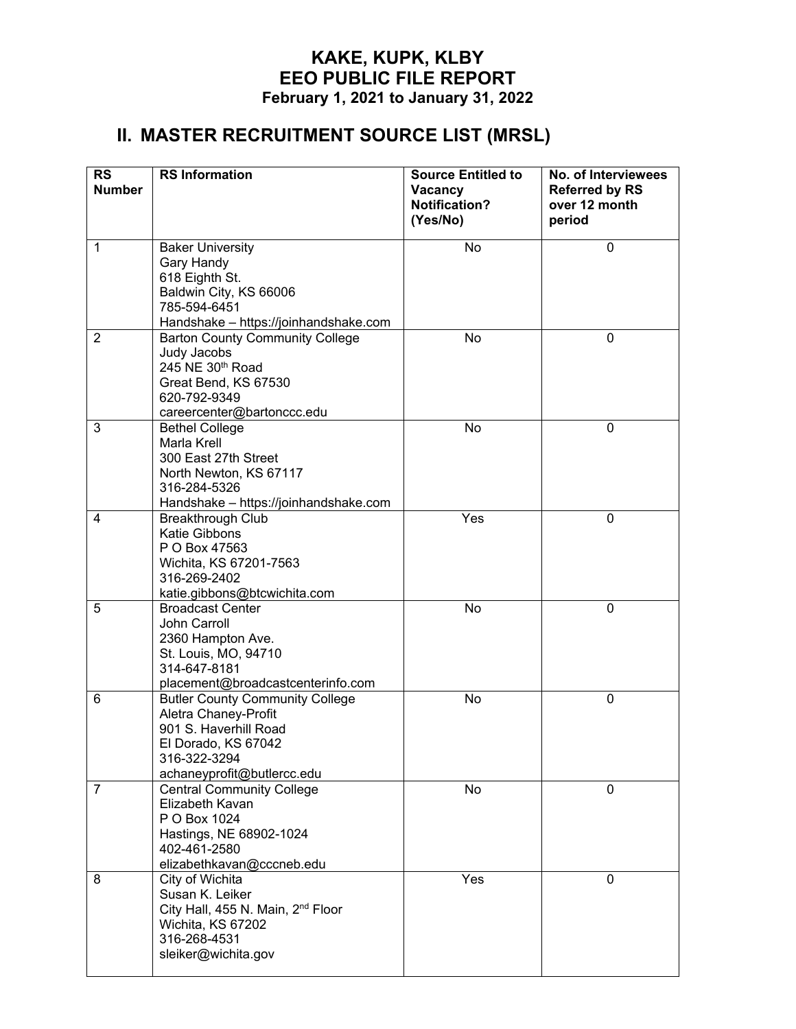# KAKE, KUPK, KLBY
# EEO PUBLIC FILE REPORT
### February 1, 2021 to January 31, 2022

## II. MASTER RECRUITMENT SOURCE LIST (MRSL)

| RS Number | RS Information | Source Entitled to Vacancy Notification? (Yes/No) | No. of Interviewees Referred by RS over 12 month period |
|---|---|---|---|
| 1 | Baker University<br>Gary Handy<br>618 Eighth St.<br>Baldwin City, KS 66006<br>785-594-6451<br>Handshake – https://joinhandshake.com | No | 0 |
| 2 | Barton County Community College<br>Judy Jacobs<br>245 NE 30th Road<br>Great Bend, KS 67530<br>620-792-9349<br>careercenter@bartonccc.edu | No | 0 |
| 3 | Bethel College<br>Marla Krell<br>300 East 27th Street<br>North Newton, KS 67117<br>316-284-5326<br>Handshake – https://joinhandshake.com | No | 0 |
| 4 | Breakthrough Club<br>Katie Gibbons<br>P O Box 47563<br>Wichita, KS 67201-7563<br>316-269-2402<br>katie.gibbons@btcwichita.com | Yes | 0 |
| 5 | Broadcast Center<br>John Carroll<br>2360 Hampton Ave.<br>St. Louis, MO, 94710<br>314-647-8181<br>placement@broadcastcenterinfo.com | No | 0 |
| 6 | Butler County Community College<br>Aletra Chaney-Profit<br>901 S. Haverhill Road<br>El Dorado, KS 67042<br>316-322-3294<br>achaneyprofit@butlercc.edu | No | 0 |
| 7 | Central Community College<br>Elizabeth Kavan<br>P O Box 1024<br>Hastings, NE 68902-1024<br>402-461-2580<br>elizabethkavan@cccneb.edu | No | 0 |
| 8 | City of Wichita<br>Susan K. Leiker<br>City Hall, 455 N. Main, 2nd Floor<br>Wichita, KS 67202<br>316-268-4531<br>sleiker@wichita.gov | Yes | 0 |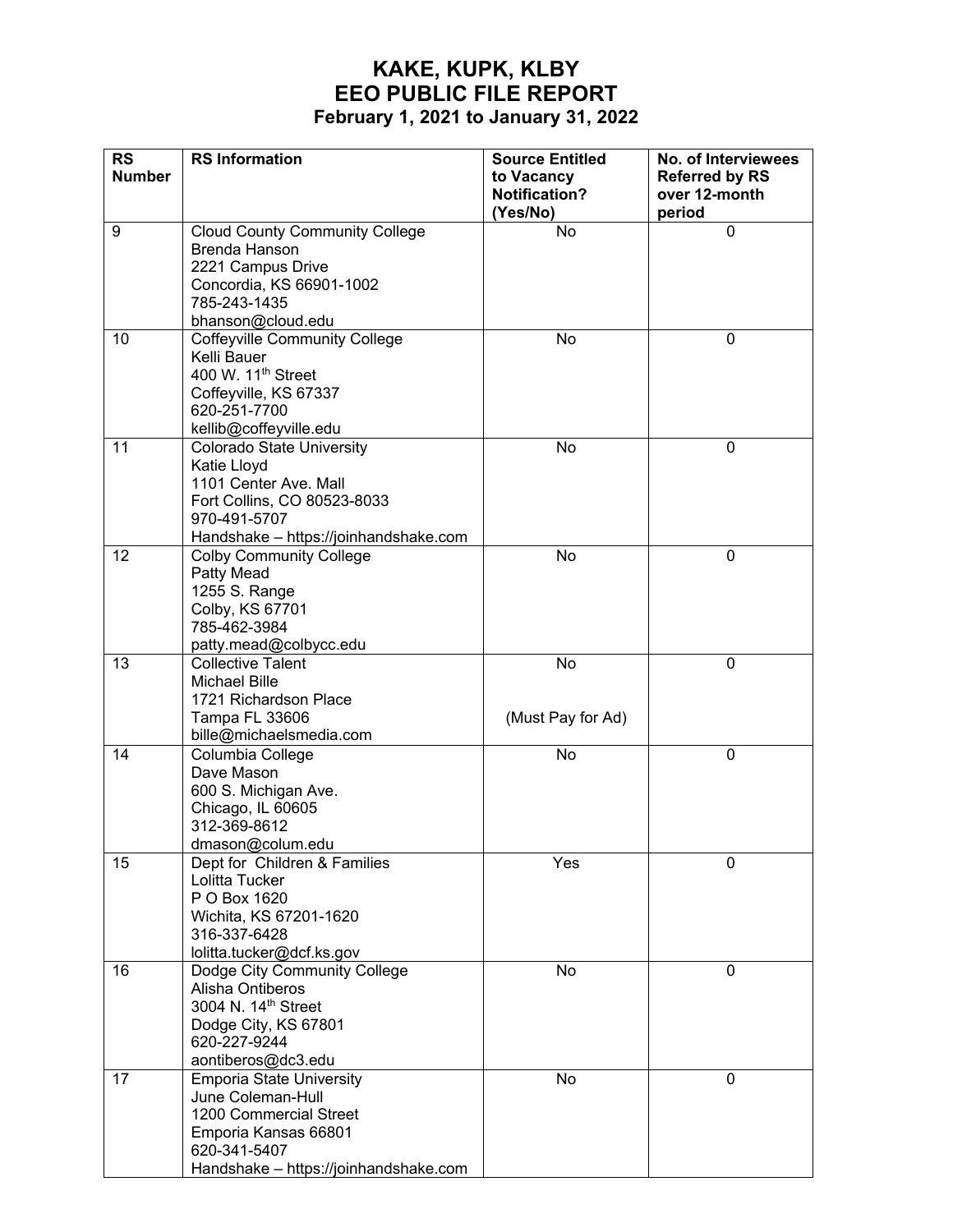# KAKE, KUPK, KLBY
# EEO PUBLIC FILE REPORT
### February 1, 2021 to January 31, 2022

| RS Number | RS Information | Source Entitled to Vacancy Notification? (Yes/No) | No. of Interviewees Referred by RS over 12-month period |
|---|---|---|---|
| 9 | Cloud County Community College<br>Brenda Hanson<br>2221 Campus Drive<br>Concordia, KS 66901-1002<br>785-243-1435<br>bhanson@cloud.edu | No | 0 |
| 10 | Coffeyville Community College<br>Kelli Bauer<br>400 W. 11th Street<br>Coffeyville, KS 67337<br>620-251-7700<br>kellib@coffeyville.edu | No | 0 |
| 11 | Colorado State University<br>Katie Lloyd<br>1101 Center Ave. Mall<br>Fort Collins, CO 80523-8033<br>970-491-5707<br>Handshake – https://joinhandshake.com | No | 0 |
| 12 | Colby Community College<br>Patty Mead<br>1255 S. Range<br>Colby, KS 67701<br>785-462-3984<br>patty.mead@colbycc.edu | No | 0 |
| 13 | Collective Talent<br>Michael Bille<br>1721 Richardson Place<br>Tampa FL 33606<br>bille@michaelsmedia.com | No<br><br>(Must Pay for Ad) | 0 |
| 14 | Columbia College<br>Dave Mason<br>600 S. Michigan Ave.<br>Chicago, IL 60605<br>312-369-8612<br>dmason@colum.edu | No | 0 |
| 15 | Dept for Children & Families<br>Lolitta Tucker<br>P O Box 1620<br>Wichita, KS 67201-1620<br>316-337-6428<br>lolitta.tucker@dcf.ks.gov | Yes | 0 |
| 16 | Dodge City Community College<br>Alisha Ontiberos<br>3004 N. 14th Street<br>Dodge City, KS 67801<br>620-227-9244<br>aontiberos@dc3.edu | No | 0 |
| 17 | Emporia State University<br>June Coleman-Hull<br>1200 Commercial Street<br>Emporia Kansas 66801<br>620-341-5407<br>Handshake – https://joinhandshake.com | No | 0 |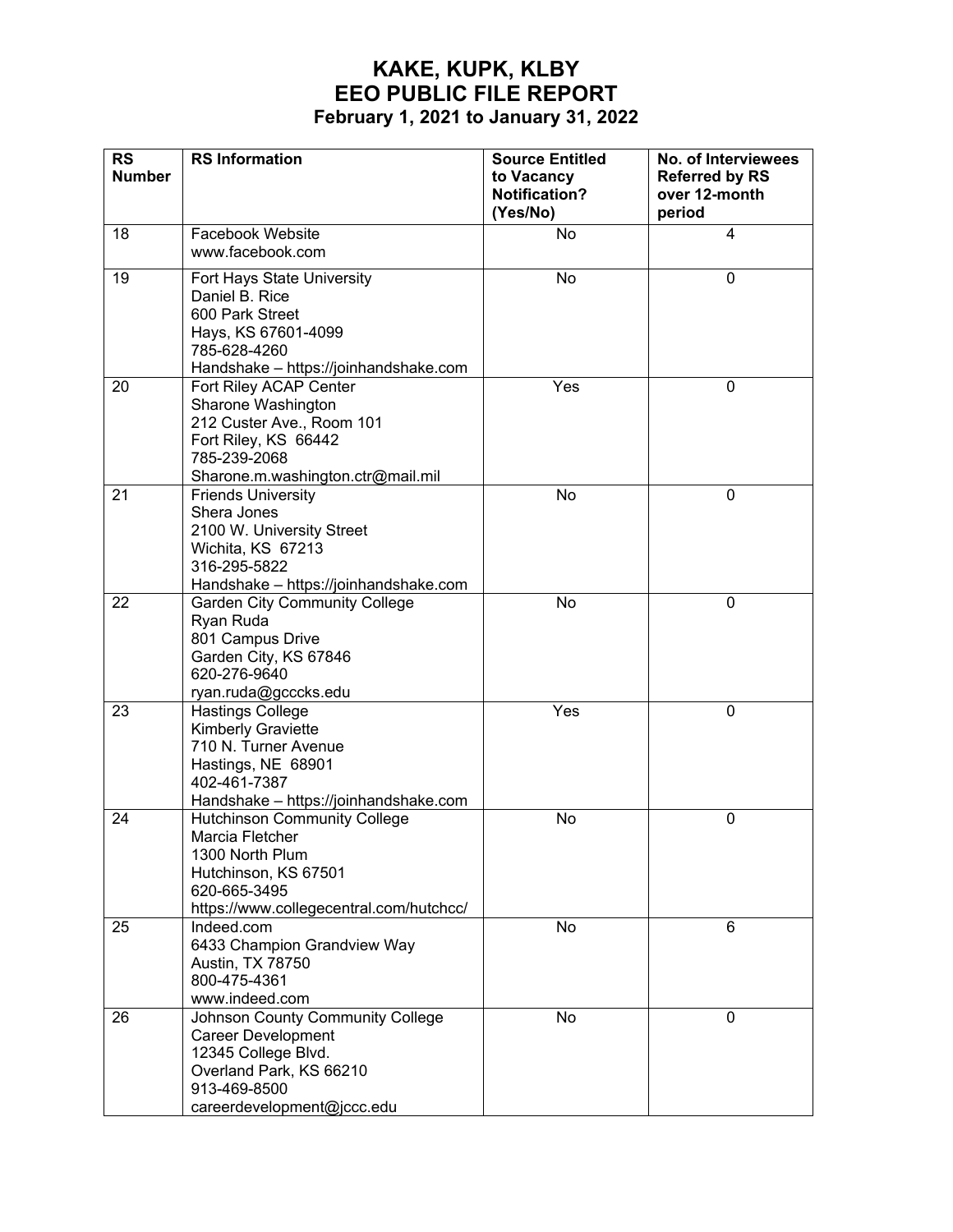# KAKE, KUPK, KLBY
# EEO PUBLIC FILE REPORT
### February 1, 2021 to January 31, 2022

| RS Number | RS Information | Source Entitled to Vacancy Notification? (Yes/No) | No. of Interviewees Referred by RS over 12-month period |
|---|---|---|---|
| 18 | Facebook Website<br>www.facebook.com | No | 4 |
| 19 | Fort Hays State University<br>Daniel B. Rice<br>600 Park Street<br>Hays, KS 67601-4099<br>785-628-4260<br>Handshake – https://joinhandshake.com | No | 0 |
| 20 | Fort Riley ACAP Center<br>Sharone Washington<br>212 Custer Ave., Room 101<br>Fort Riley, KS 66442<br>785-239-2068<br>Sharone.m.washington.ctr@mail.mil | Yes | 0 |
| 21 | Friends University<br>Shera Jones<br>2100 W. University Street<br>Wichita, KS 67213<br>316-295-5822<br>Handshake – https://joinhandshake.com | No | 0 |
| 22 | Garden City Community College<br>Ryan Ruda<br>801 Campus Drive<br>Garden City, KS 67846<br>620-276-9640<br>ryan.ruda@gcccks.edu | No | 0 |
| 23 | Hastings College<br>Kimberly Graviette<br>710 N. Turner Avenue<br>Hastings, NE 68901<br>402-461-7387<br>Handshake – https://joinhandshake.com | Yes | 0 |
| 24 | Hutchinson Community College<br>Marcia Fletcher<br>1300 North Plum<br>Hutchinson, KS 67501<br>620-665-3495<br>https://www.collegecentral.com/hutchcc/ | No | 0 |
| 25 | Indeed.com<br>6433 Champion Grandview Way<br>Austin, TX 78750<br>800-475-4361<br>www.indeed.com | No | 6 |
| 26 | Johnson County Community College<br>Career Development<br>12345 College Blvd.<br>Overland Park, KS 66210<br>913-469-8500<br>careerdevelopment@jccc.edu | No | 0 |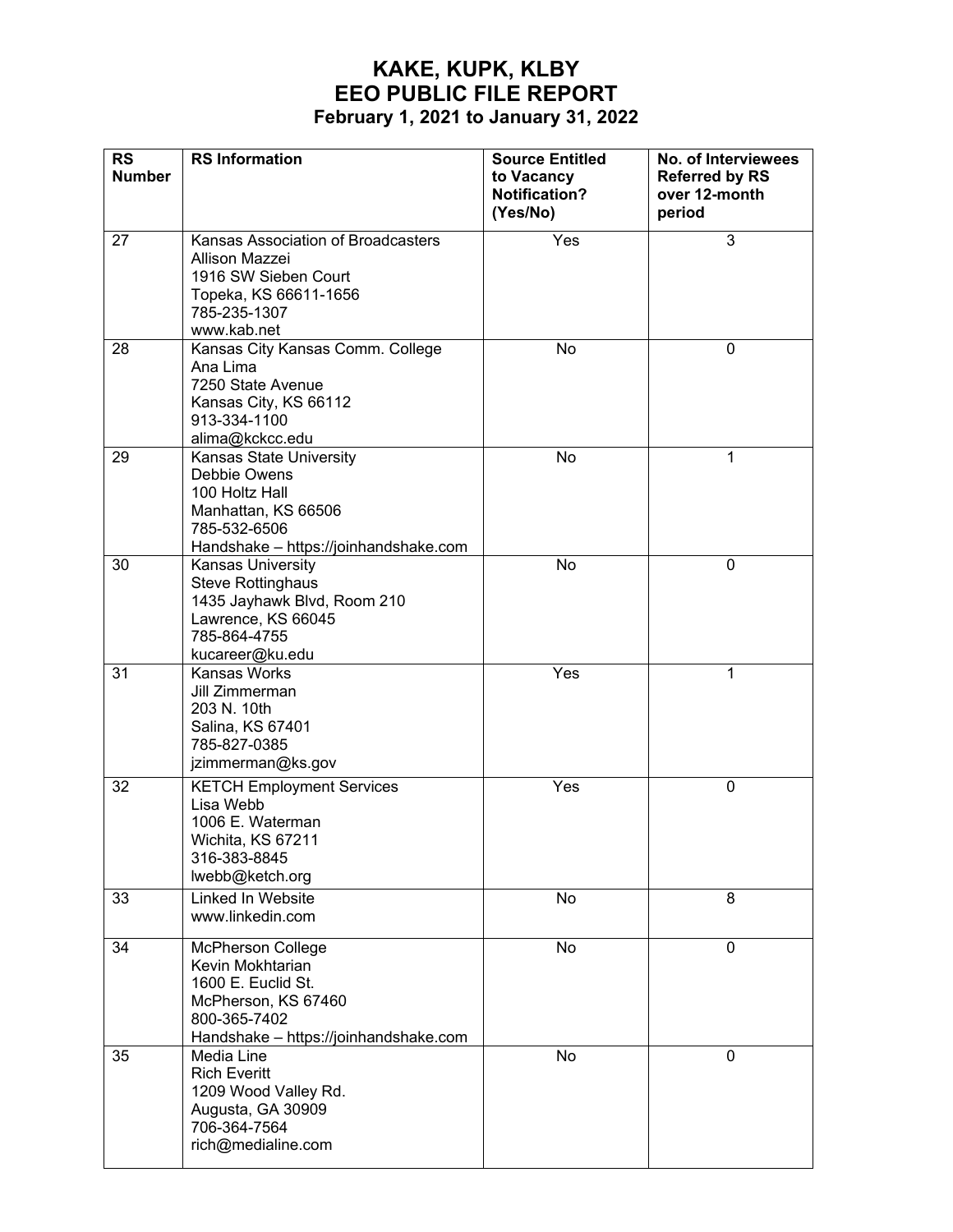# KAKE, KUPK, KLBY
## EEO PUBLIC FILE REPORT
### February 1, 2021 to January 31, 2022

| RS Number | RS Information | Source Entitled to Vacancy Notification? (Yes/No) | No. of Interviewees Referred by RS over 12-month period |
|---|---|---|---|
| 27 | Kansas Association of Broadcasters<br>Allison Mazzei<br>1916 SW Sieben Court<br>Topeka, KS 66611-1656<br>785-235-1307<br>www.kab.net | Yes | 3 |
| 28 | Kansas City Kansas Comm. College<br>Ana Lima<br>7250 State Avenue<br>Kansas City, KS 66112<br>913-334-1100<br>alima@kckcc.edu | No | 0 |
| 29 | Kansas State University<br>Debbie Owens<br>100 Holtz Hall<br>Manhattan, KS 66506<br>785-532-6506<br>Handshake – https://joinhandshake.com | No | 1 |
| 30 | Kansas University<br>Steve Rottinghaus<br>1435 Jayhawk Blvd, Room 210<br>Lawrence, KS 66045<br>785-864-4755<br>kucareer@ku.edu | No | 0 |
| 31 | Kansas Works<br>Jill Zimmerman<br>203 N. 10th<br>Salina, KS 67401<br>785-827-0385<br>jzimmerman@ks.gov | Yes | 1 |
| 32 | KETCH Employment Services<br>Lisa Webb<br>1006 E. Waterman<br>Wichita, KS 67211<br>316-383-8845<br>lwebb@ketch.org | Yes | 0 |
| 33 | Linked In Website<br>www.linkedin.com | No | 8 |
| 34 | McPherson College<br>Kevin Mokhtarian<br>1600 E. Euclid St.<br>McPherson, KS 67460<br>800-365-7402<br>Handshake – https://joinhandshake.com | No | 0 |
| 35 | Media Line<br>Rich Everitt<br>1209 Wood Valley Rd.<br>Augusta, GA 30909<br>706-364-7564<br>rich@medialine.com | No | 0 |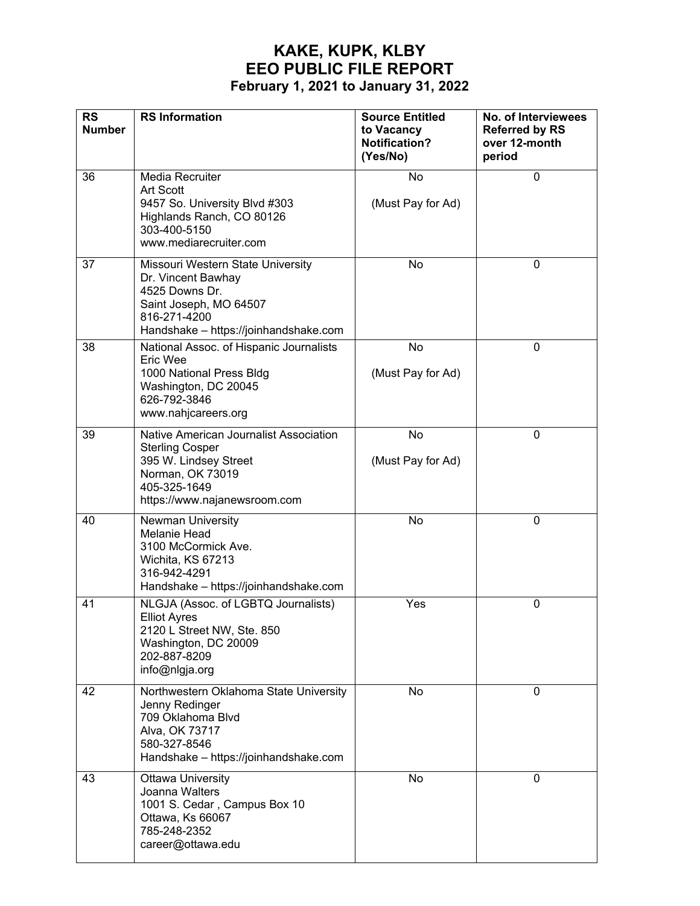# KAKE, KUPK, KLBY
# EEO PUBLIC FILE REPORT
### February 1, 2021 to January 31, 2022

| RS Number | RS Information | Source Entitled to Vacancy Notification? (Yes/No) | No. of Interviewees Referred by RS over 12-month period |
|---|---|---|---|
| 36 | Media Recruiter<br>Art Scott<br>9457 So. University Blvd #303<br>Highlands Ranch, CO 80126<br>303-400-5150<br>www.mediarecruiter.com | No<br><br>(Must Pay for Ad) | 0 |
| 37 | Missouri Western State University<br>Dr. Vincent Bawhay<br>4525 Downs Dr.<br>Saint Joseph, MO 64507<br>816-271-4200<br>Handshake – https://joinhandshake.com | No | 0 |
| 38 | National Assoc. of Hispanic Journalists<br>Eric Wee<br>1000 National Press Bldg<br>Washington, DC 20045<br>626-792-3846<br>www.nahjcareers.org | No<br><br>(Must Pay for Ad) | 0 |
| 39 | Native American Journalist Association<br>Sterling Cosper<br>395 W. Lindsey Street<br>Norman, OK 73019<br>405-325-1649<br>https://www.najanewsroom.com | No<br><br>(Must Pay for Ad) | 0 |
| 40 | Newman University<br>Melanie Head<br>3100 McCormick Ave.<br>Wichita, KS 67213<br>316-942-4291<br>Handshake – https://joinhandshake.com | No | 0 |
| 41 | NLGJA (Assoc. of LGBTQ Journalists)<br>Elliot Ayres<br>2120 L Street NW, Ste. 850<br>Washington, DC 20009<br>202-887-8209<br>info@nlgja.org | Yes | 0 |
| 42 | Northwestern Oklahoma State University<br>Jenny Redinger<br>709 Oklahoma Blvd<br>Alva, OK 73717<br>580-327-8546<br>Handshake – https://joinhandshake.com | No | 0 |
| 43 | Ottawa University<br>Joanna Walters<br>1001 S. Cedar , Campus Box 10<br>Ottawa, Ks 66067<br>785-248-2352<br>career@ottawa.edu | No | 0 |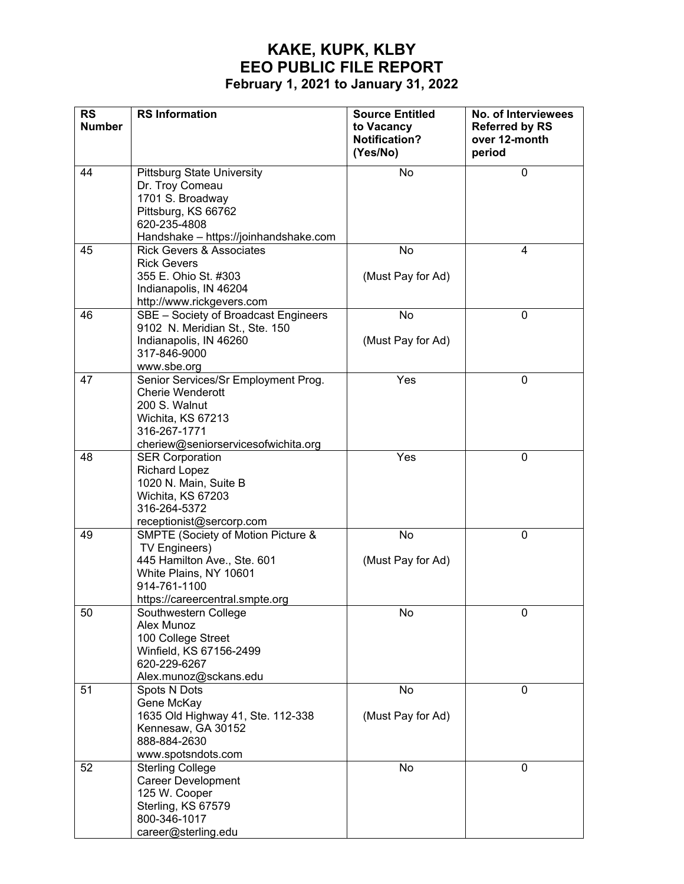# KAKE, KUPK, KLBY
# EEO PUBLIC FILE REPORT
### February 1, 2021 to January 31, 2022

| RS Number | RS Information | Source Entitled to Vacancy Notification? (Yes/No) | No. of Interviewees Referred by RS over 12-month period |
|---|---|---|---|
| 44 | Pittsburg State University<br>Dr. Troy Comeau<br>1701 S. Broadway<br>Pittsburg, KS 66762<br>620-235-4808<br>Handshake – https://joinhandshake.com | No | 0 |
| 45 | Rick Gevers & Associates<br>Rick Gevers<br>355 E. Ohio St. #303<br>Indianapolis, IN 46204<br>http://www.rickgevers.com | No<br><br>(Must Pay for Ad) | 4 |
| 46 | SBE – Society of Broadcast Engineers<br>9102 N. Meridian St., Ste. 150<br>Indianapolis, IN 46260<br>317-846-9000<br>www.sbe.org | No<br><br>(Must Pay for Ad) | 0 |
| 47 | Senior Services/Sr Employment Prog.<br>Cherie Wenderott<br>200 S. Walnut<br>Wichita, KS 67213<br>316-267-1771<br>cheriew@seniorservicesofwichita.org | Yes | 0 |
| 48 | SER Corporation<br>Richard Lopez<br>1020 N. Main, Suite B<br>Wichita, KS 67203<br>316-264-5372<br>receptionist@sercorp.com | Yes | 0 |
| 49 | SMPTE (Society of Motion Picture & TV Engineers)<br>445 Hamilton Ave., Ste. 601<br>White Plains, NY 10601<br>914-761-1100<br>https://careercentral.smpte.org | No<br><br>(Must Pay for Ad) | 0 |
| 50 | Southwestern College<br>Alex Munoz<br>100 College Street<br>Winfield, KS 67156-2499<br>620-229-6267<br>Alex.munoz@sckans.edu | No | 0 |
| 51 | Spots N Dots<br>Gene McKay<br>1635 Old Highway 41, Ste. 112-338<br>Kennesaw, GA 30152<br>888-884-2630<br>www.spotsndots.com | No<br><br>(Must Pay for Ad) | 0 |
| 52 | Sterling College<br>Career Development<br>125 W. Cooper<br>Sterling, KS 67579<br>800-346-1017<br>career@sterling.edu | No | 0 |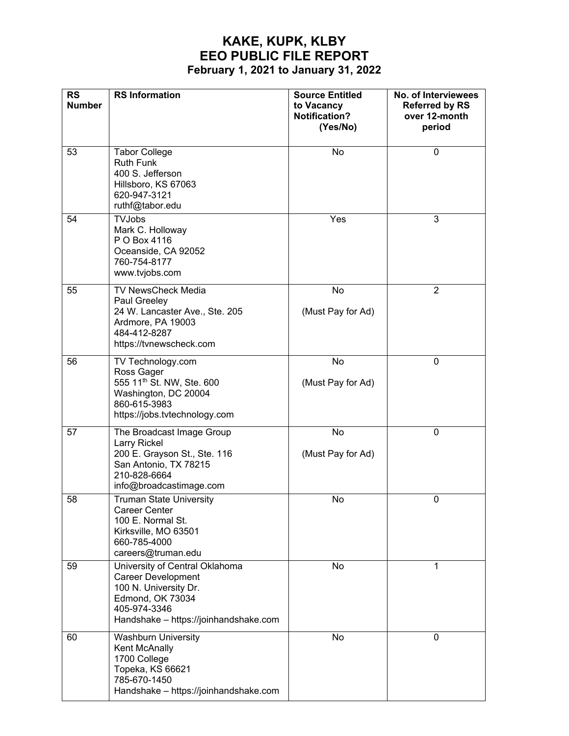# KAKE, KUPK, KLBY
# EEO PUBLIC FILE REPORT
### February 1, 2021 to January 31, 2022

| RS Number | RS Information | Source Entitled to Vacancy Notification? (Yes/No) | No. of Interviewees Referred by RS over 12-month period |
|---|---|---|---|
| 53 | Tabor College<br>Ruth Funk<br>400 S. Jefferson<br>Hillsboro, KS 67063<br>620-947-3121<br>ruthf@tabor.edu | No | 0 |
| 54 | TVJobs<br>Mark C. Holloway<br>P O Box 4116<br>Oceanside, CA 92052<br>760-754-8177<br>www.tvjobs.com | Yes | 3 |
| 55 | TV NewsCheck Media<br>Paul Greeley<br>24 W. Lancaster Ave., Ste. 205<br>Ardmore, PA 19003<br>484-412-8287<br>https://tvnewscheck.com | No<br>(Must Pay for Ad) | 2 |
| 56 | TV Technology.com<br>Ross Gager<br>555 11th St. NW, Ste. 600<br>Washington, DC 20004<br>860-615-3983<br>https://jobs.tvtechnology.com | No<br>(Must Pay for Ad) | 0 |
| 57 | The Broadcast Image Group<br>Larry Rickel<br>200 E. Grayson St., Ste. 116<br>San Antonio, TX 78215<br>210-828-6664<br>info@broadcastimage.com | No<br>(Must Pay for Ad) | 0 |
| 58 | Truman State University<br>Career Center<br>100 E. Normal St.<br>Kirksville, MO 63501<br>660-785-4000<br>careers@truman.edu | No | 0 |
| 59 | University of Central Oklahoma<br>Career Development<br>100 N. University Dr.<br>Edmond, OK 73034<br>405-974-3346<br>Handshake – https://joinhandshake.com | No | 1 |
| 60 | Washburn University<br>Kent McAnally<br>1700 College<br>Topeka, KS 66621<br>785-670-1450<br>Handshake – https://joinhandshake.com | No | 0 |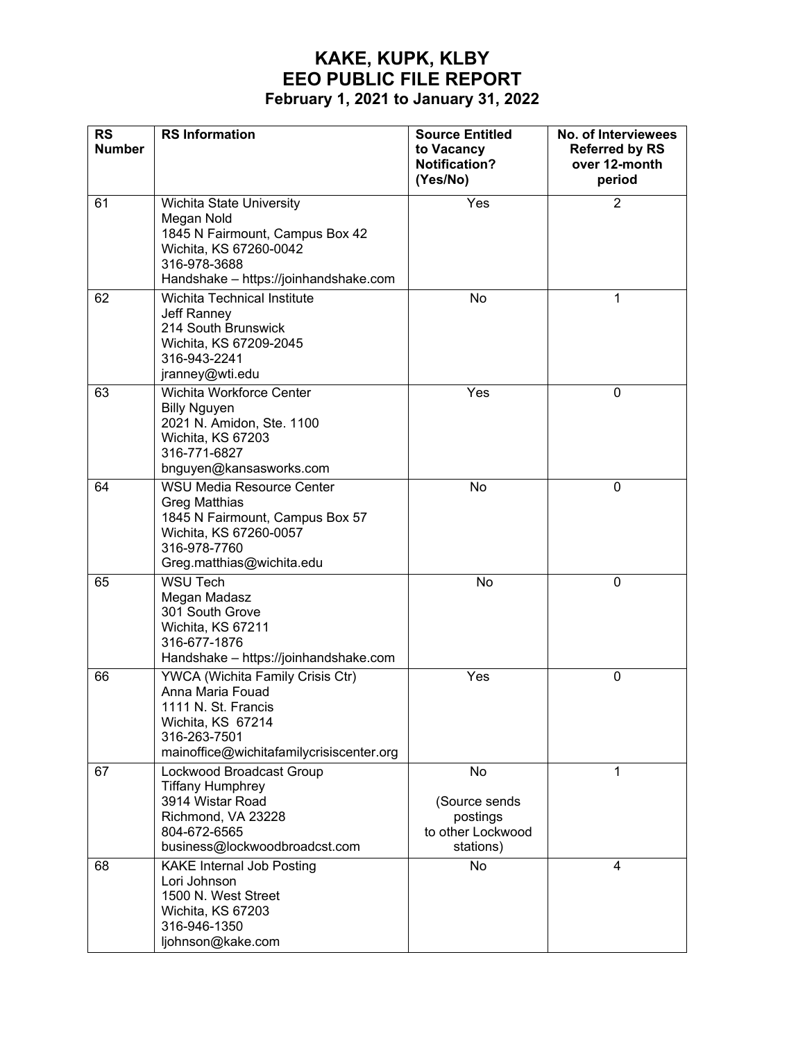# KAKE, KUPK, KLBY
# EEO PUBLIC FILE REPORT
### February 1, 2021 to January 31, 2022

| RS Number | RS Information | Source Entitled to Vacancy Notification? (Yes/No) | No. of Interviewees Referred by RS over 12-month period |
|---|---|---|---|
| 61 | Wichita State University<br>Megan Nold<br>1845 N Fairmount, Campus Box 42<br>Wichita, KS 67260-0042<br>316-978-3688<br>Handshake – https://joinhandshake.com | Yes | 2 |
| 62 | Wichita Technical Institute<br>Jeff Ranney<br>214 South Brunswick<br>Wichita, KS 67209-2045<br>316-943-2241<br>jranney@wti.edu | No | 1 |
| 63 | Wichita Workforce Center<br>Billy Nguyen<br>2021 N. Amidon, Ste. 1100<br>Wichita, KS 67203<br>316-771-6827<br>bnguyen@kansasworks.com | Yes | 0 |
| 64 | WSU Media Resource Center<br>Greg Matthias<br>1845 N Fairmount, Campus Box 57<br>Wichita, KS 67260-0057<br>316-978-7760<br>Greg.matthias@wichita.edu | No | 0 |
| 65 | WSU Tech<br>Megan Madasz<br>301 South Grove<br>Wichita, KS 67211<br>316-677-1876<br>Handshake – https://joinhandshake.com | No | 0 |
| 66 | YWCA (Wichita Family Crisis Ctr)<br>Anna Maria Fouad<br>1111 N. St. Francis<br>Wichita, KS 67214<br>316-263-7501<br>mainoffice@wichitafamilycrisiscenter.org | Yes | 0 |
| 67 | Lockwood Broadcast Group<br>Tiffany Humphrey<br>3914 Wistar Road<br>Richmond, VA 23228<br>804-672-6565<br>business@lockwoodbroadcst.com | No<br><br>(Source sends postings to other Lockwood stations) | 1 |
| 68 | KAKE Internal Job Posting<br>Lori Johnson<br>1500 N. West Street<br>Wichita, KS 67203<br>316-946-1350<br>ljohnson@kake.com | No | 4 |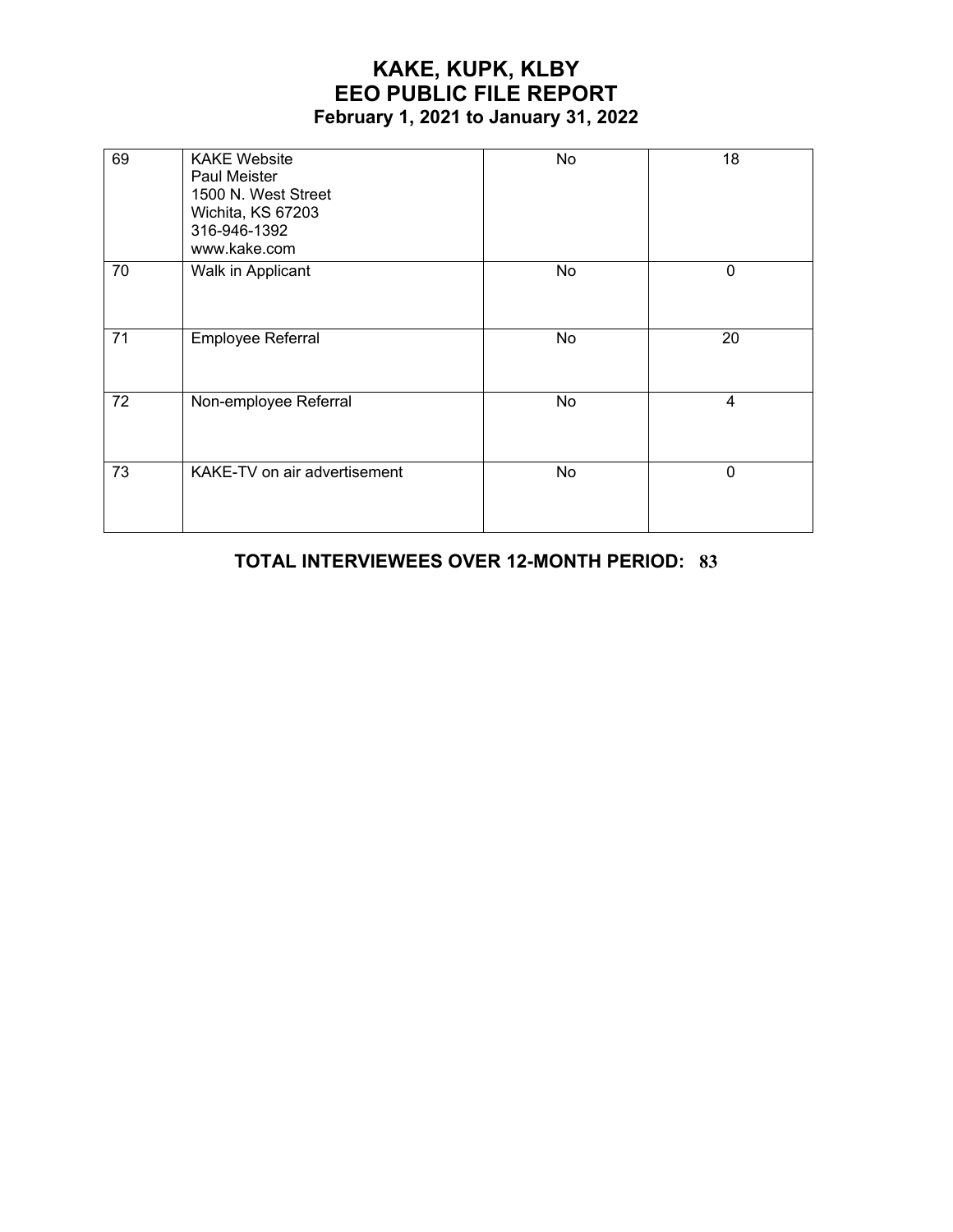# KAKE, KUPK, KLBY
# EEO PUBLIC FILE REPORT
### February 1, 2021 to January 31, 2022

| | | | |
|---|---|---|---|
| 69 | KAKE Website<br>Paul Meister<br>1500 N. West Street<br>Wichita, KS 67203<br>316-946-1392<br>www.kake.com | No | 18 |
| 70 | Walk in Applicant | No | 0 |
| 71 | Employee Referral | No | 20 |
| 72 | Non-employee Referral | No | 4 |
| 73 | KAKE-TV on air advertisement | No | 0 |

**TOTAL INTERVIEWEES OVER 12-MONTH PERIOD: 83**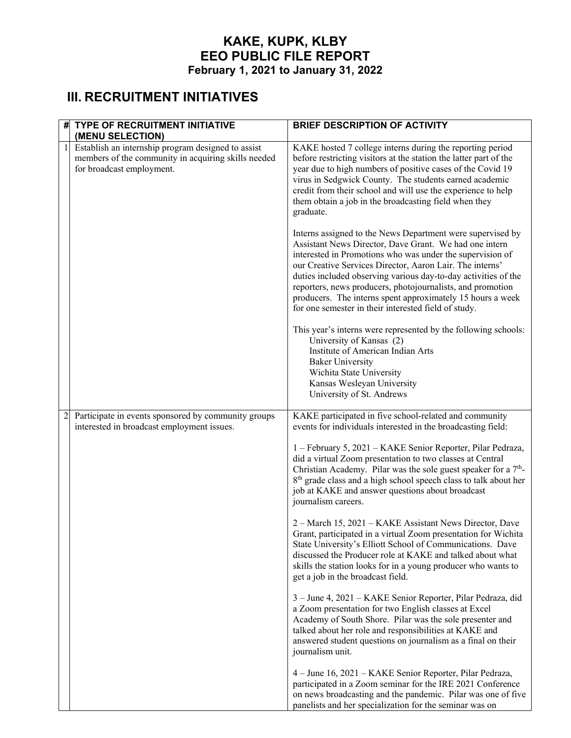# KAKE, KUPK, KLBY
# EEO PUBLIC FILE REPORT
### February 1, 2021 to January 31, 2022

## III. RECRUITMENT INITIATIVES

| # | TYPE OF RECRUITMENT INITIATIVE (MENU SELECTION) | BRIEF DESCRIPTION OF ACTIVITY |
|---|---|---|
| 1 | Establish an internship program designed to assist members of the community in acquiring skills needed for broadcast employment. | KAKE hosted 7 college interns during the reporting period before restricting visitors at the station the latter part of the year due to high numbers of positive cases of the Covid 19 virus in Sedgwick County. The students earned academic credit from their school and will use the experience to help them obtain a job in the broadcasting field when they graduate.<br><br>Interns assigned to the News Department were supervised by Assistant News Director, Dave Grant. We had one intern interested in Promotions who was under the supervision of our Creative Services Director, Aaron Lair. The interns' duties included observing various day-to-day activities of the reporters, news producers, photojournalists, and promotion producers. The interns spent approximately 15 hours a week for one semester in their interested field of study.<br><br>This year's interns were represented by the following schools:<br>University of Kansas (2)<br>Institute of American Indian Arts<br>Baker University<br>Wichita State University<br>Kansas Wesleyan University<br>University of St. Andrews |
| 2 | Participate in events sponsored by community groups interested in broadcast employment issues. | KAKE participated in five school-related and community events for individuals interested in the broadcasting field:<br><br>1 – February 5, 2021 – KAKE Senior Reporter, Pilar Pedraza, did a virtual Zoom presentation to two classes at Central Christian Academy. Pilar was the sole guest speaker for a 7th-8th grade class and a high school speech class to talk about her job at KAKE and answer questions about broadcast journalism careers.<br><br>2 – March 15, 2021 – KAKE Assistant News Director, Dave Grant, participated in a virtual Zoom presentation for Wichita State University's Elliott School of Communications. Dave discussed the Producer role at KAKE and talked about what skills the station looks for in a young producer who wants to get a job in the broadcast field.<br><br>3 – June 4, 2021 – KAKE Senior Reporter, Pilar Pedraza, did a Zoom presentation for two English classes at Excel Academy of South Shore. Pilar was the sole presenter and talked about her role and responsibilities at KAKE and answered student questions on journalism as a final on their journalism unit.<br><br>4 – June 16, 2021 – KAKE Senior Reporter, Pilar Pedraza, participated in a Zoom seminar for the IRE 2021 Conference on news broadcasting and the pandemic. Pilar was one of five panelists and her specialization for the seminar was on |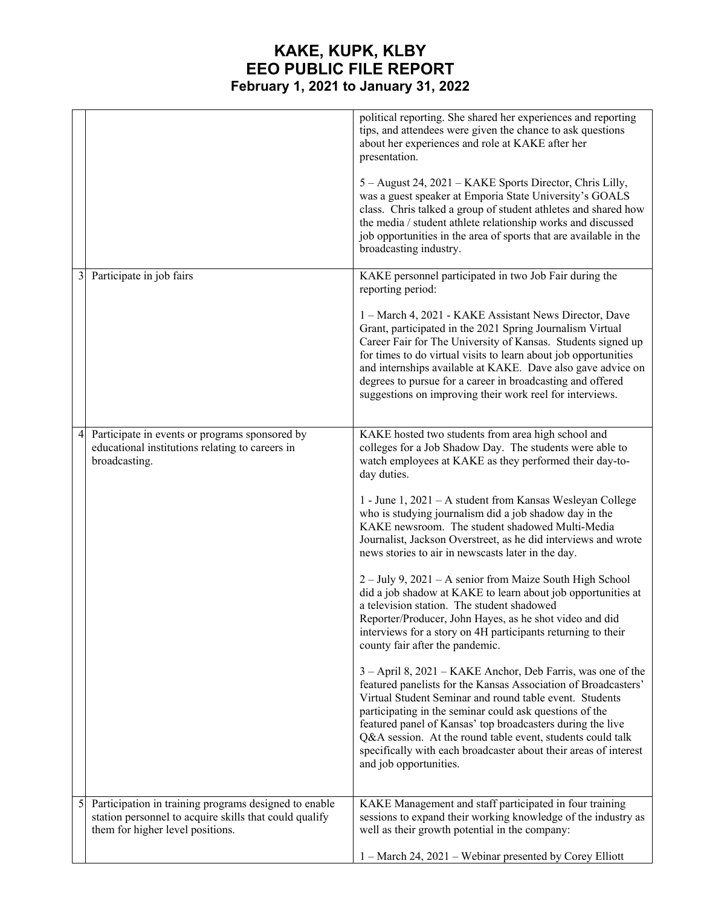# KAKE, KUPK, KLBY
# EEO PUBLIC FILE REPORT
## February 1, 2021 to January 31, 2022

| | | |
|---|---|---|
| | | political reporting. She shared her experiences and reporting tips, and attendees were given the chance to ask questions about her experiences and role at KAKE after her presentation.<br><br>5 – August 24, 2021 – KAKE Sports Director, Chris Lilly, was a guest speaker at Emporia State University's GOALS class. Chris talked a group of student athletes and shared how the media / student athlete relationship works and discussed job opportunities in the area of sports that are available in the broadcasting industry. |
| 3 | Participate in job fairs | KAKE personnel participated in two Job Fair during the reporting period:<br><br>1 – March 4, 2021 - KAKE Assistant News Director, Dave Grant, participated in the 2021 Spring Journalism Virtual Career Fair for The University of Kansas. Students signed up for times to do virtual visits to learn about job opportunities and internships available at KAKE. Dave also gave advice on degrees to pursue for a career in broadcasting and offered suggestions on improving their work reel for interviews. |
| 4 | Participate in events or programs sponsored by educational institutions relating to careers in broadcasting. | KAKE hosted two students from area high school and colleges for a Job Shadow Day. The students were able to watch employees at KAKE as they performed their day-to-day duties.<br><br>1 - June 1, 2021 – A student from Kansas Wesleyan College who is studying journalism did a job shadow day in the KAKE newsroom. The student shadowed Multi-Media Journalist, Jackson Overstreet, as he did interviews and wrote news stories to air in newscasts later in the day.<br><br>2 – July 9, 2021 – A senior from Maize South High School did a job shadow at KAKE to learn about job opportunities at a television station. The student shadowed Reporter/Producer, John Hayes, as he shot video and did interviews for a story on 4H participants returning to their county fair after the pandemic.<br><br>3 – April 8, 2021 – KAKE Anchor, Deb Farris, was one of the featured panelists for the Kansas Association of Broadcasters' Virtual Student Seminar and round table event. Students participating in the seminar could ask questions of the featured panel of Kansas' top broadcasters during the live Q&A session. At the round table event, students could talk specifically with each broadcaster about their areas of interest and job opportunities. |
| 5 | Participation in training programs designed to enable station personnel to acquire skills that could qualify them for higher level positions. | KAKE Management and staff participated in four training sessions to expand their working knowledge of the industry as well as their growth potential in the company:<br><br>1 – March 24, 2021 – Webinar presented by Corey Elliott |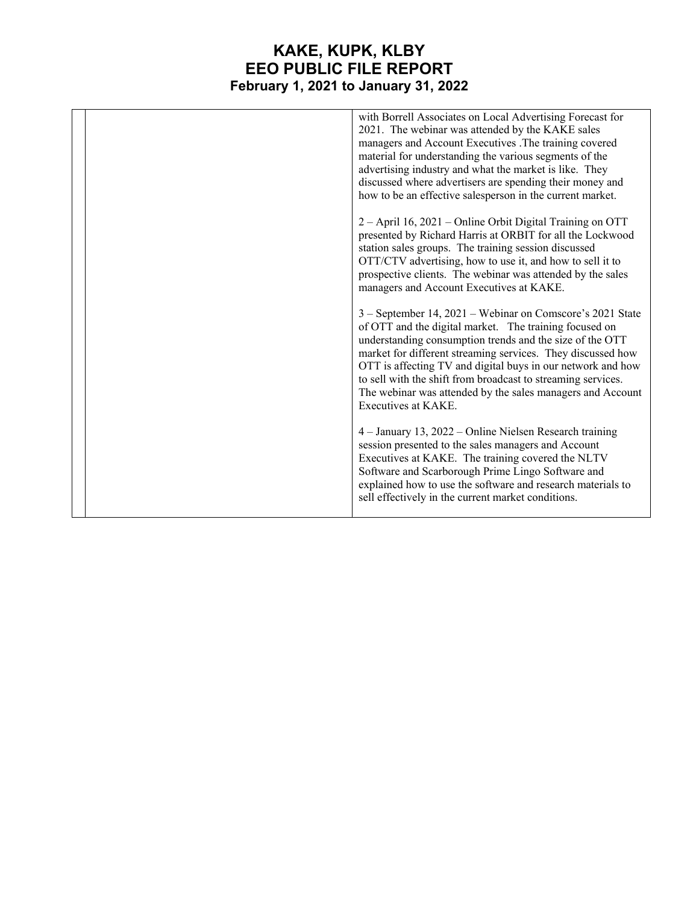# KAKE, KUPK, KLBY
# EEO PUBLIC FILE REPORT
## February 1, 2021 to January 31, 2022

| | | |
|---|---|---|
| | | with Borrell Associates on Local Advertising Forecast for 2021. The webinar was attended by the KAKE sales managers and Account Executives .The training covered material for understanding the various segments of the advertising industry and what the market is like. They discussed where advertisers are spending their money and how to be an effective salesperson in the current market.<br><br>2 – April 16, 2021 – Online Orbit Digital Training on OTT presented by Richard Harris at ORBIT for all the Lockwood station sales groups. The training session discussed OTT/CTV advertising, how to use it, and how to sell it to prospective clients. The webinar was attended by the sales managers and Account Executives at KAKE.<br><br>3 – September 14, 2021 – Webinar on Comscore's 2021 State of OTT and the digital market. The training focused on understanding consumption trends and the size of the OTT market for different streaming services. They discussed how OTT is affecting TV and digital buys in our network and how to sell with the shift from broadcast to streaming services. The webinar was attended by the sales managers and Account Executives at KAKE.<br><br>4 – January 13, 2022 – Online Nielsen Research training session presented to the sales managers and Account Executives at KAKE. The training covered the NLTV Software and Scarborough Prime Lingo Software and explained how to use the software and research materials to sell effectively in the current market conditions. |